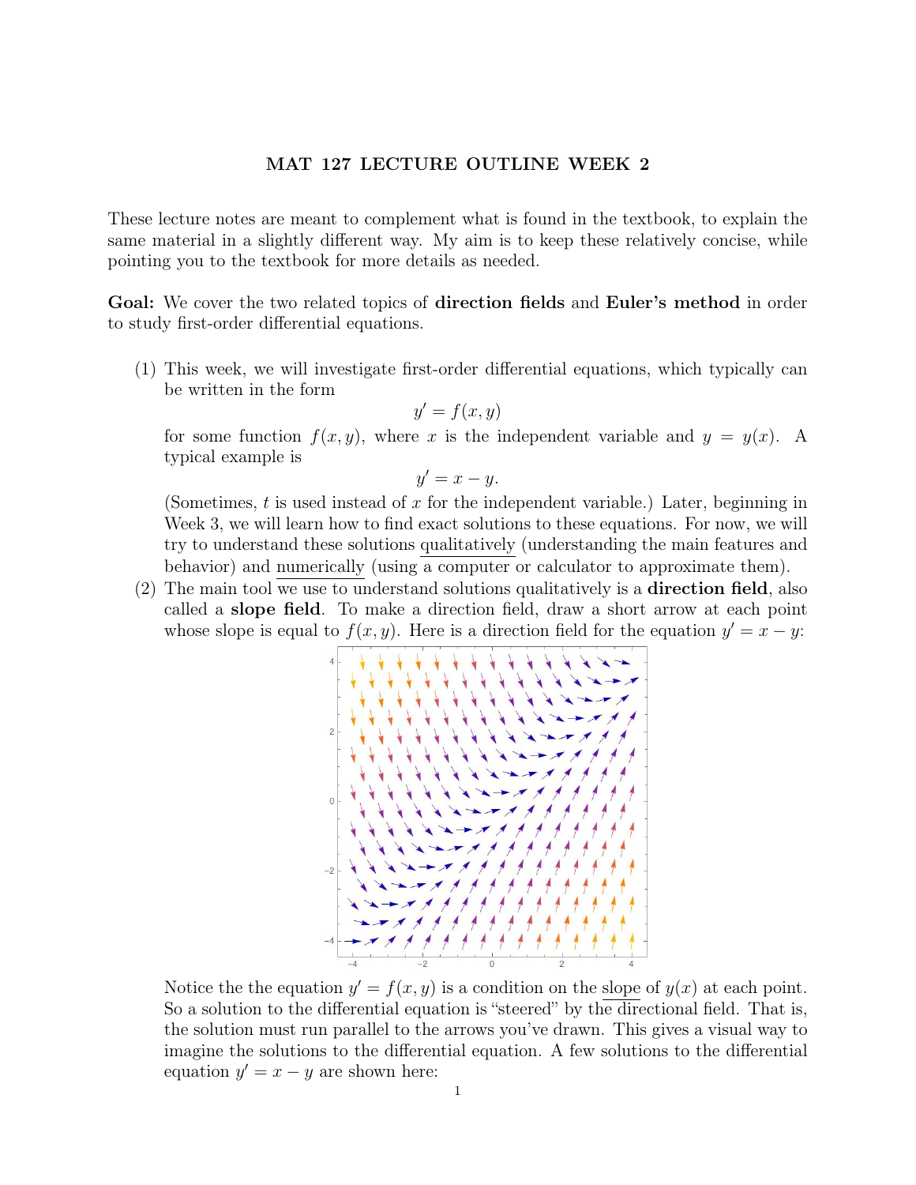# MAT 127 LECTURE OUTLINE WEEK 2

These lecture notes are meant to complement what is found in the textbook, to explain the same material in a slightly different way. My aim is to keep these relatively concise, while pointing you to the textbook for more details as needed.

**Goal:** We cover the two related topics of **direction fields** and **Euler's method** in order to study first-order differential equations.

(1) This week, we will investigate first-order differential equations, which typically can be written in the form

$$y' = f(x, y)$$

for some function $f(x, y)$, where $x$ is the independent variable and $y = y(x)$. A typical example is

$$y' = x - y.$$

(Sometimes, $t$ is used instead of $x$ for the independent variable.) Later, beginning in Week 3, we will learn how to find exact solutions to these equations. For now, we will try to understand these solutions qualitatively (understanding the main features and behavior) and numerically (using a computer or calculator to approximate them).

(2) The main tool we use to understand solutions qualitatively is a **direction field**, also called a **slope field**. To make a direction field, draw a short arrow at each point whose slope is equal to $f(x, y)$. Here is a direction field for the equation $y' = x - y$:

Notice the the equation $y' = f(x, y)$ is a condition on the slope of $y(x)$ at each point. So a solution to the differential equation is "steered" by the directional field. That is, the solution must run parallel to the arrows you've drawn. This gives a visual way to imagine the solutions to the differential equation. A few solutions to the differential equation $y' = x - y$ are shown here: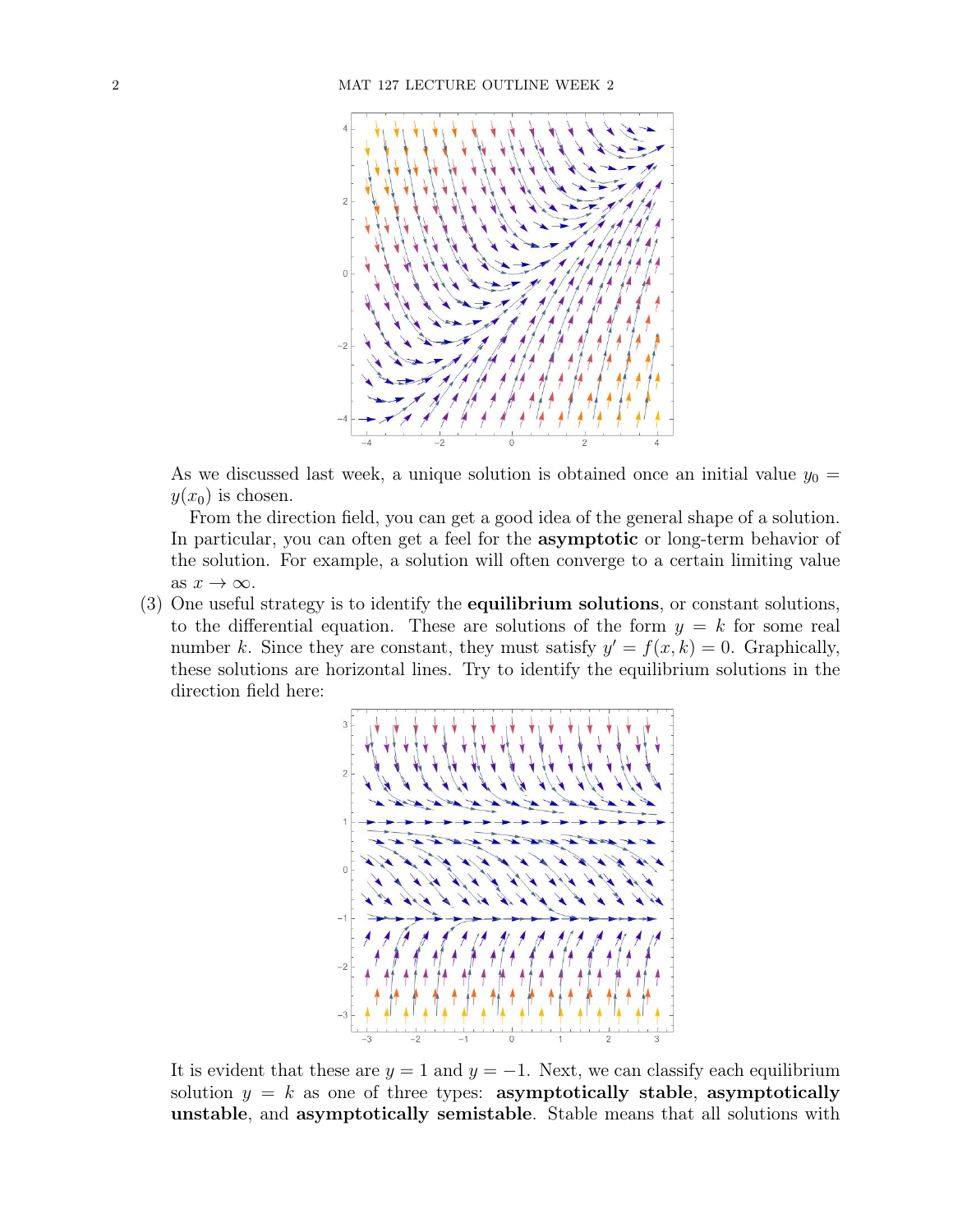As we discussed last week, a unique solution is obtained once an initial value $y_0 = y(x_0)$ is chosen.

From the direction field, you can get a good idea of the general shape of a solution. In particular, you can often get a feel for the **asymptotic** or long-term behavior of the solution. For example, a solution will often converge to a certain limiting value as $x \to \infty$.

(3) One useful strategy is to identify the **equilibrium solutions**, or constant solutions, to the differential equation. These are solutions of the form $y = k$ for some real number $k$. Since they are constant, they must satisfy $y' = f(x, k) = 0$. Graphically, these solutions are horizontal lines. Try to identify the equilibrium solutions in the direction field here:

It is evident that these are $y = 1$ and $y = -1$. Next, we can classify each equilibrium solution $y = k$ as one of three types: **asymptotically stable**, **asymptotically unstable**, and **asymptotically semistable**. Stable means that all solutions with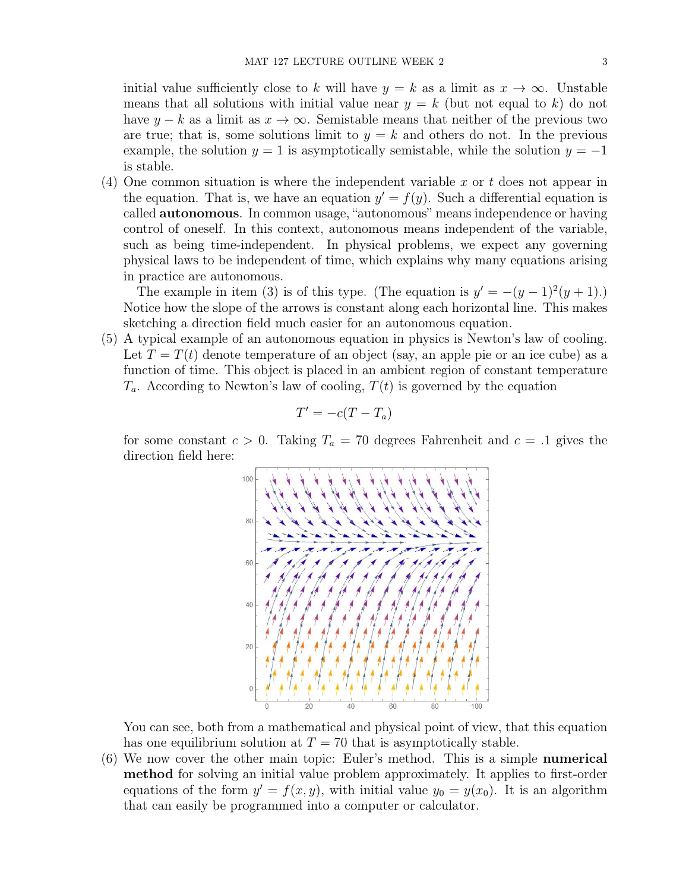initial value sufficiently close to $k$ will have $y = k$ as a limit as $x \to \infty$. Unstable means that all solutions with initial value near $y = k$ (but not equal to $k$) do not have $y - k$ as a limit as $x \to \infty$. Semistable means that neither of the previous two are true; that is, some solutions limit to $y = k$ and others do not. In the previous example, the solution $y = 1$ is asymptotically semistable, while the solution $y = -1$ is stable.

(4) One common situation is where the independent variable $x$ or $t$ does not appear in the equation. That is, we have an equation $y' = f(y)$. Such a differential equation is called **autonomous**. In common usage, "autonomous" means independence or having control of oneself. In this context, autonomous means independent of the variable, such as being time-independent. In physical problems, we expect any governing physical laws to be independent of time, which explains why many equations arising in practice are autonomous.

   The example in item (3) is of this type. (The equation is $y' = -(y-1)^2(y+1)$.) Notice how the slope of the arrows is constant along each horizontal line. This makes sketching a direction field much easier for an autonomous equation.

(5) A typical example of an autonomous equation in physics is Newton's law of cooling. Let $T = T(t)$ denote temperature of an object (say, an apple pie or an ice cube) as a function of time. This object is placed in an ambient region of constant temperature $T_a$. According to Newton's law of cooling, $T(t)$ is governed by the equation

$$T' = -c(T - T_a)$$

for some constant $c > 0$. Taking $T_a = 70$ degrees Fahrenheit and $c = .1$ gives the direction field here:

   You can see, both from a mathematical and physical point of view, that this equation has one equilibrium solution at $T = 70$ that is asymptotically stable.

(6) We now cover the other main topic: Euler's method. This is a simple **numerical method** for solving an initial value problem approximately. It applies to first-order equations of the form $y' = f(x, y)$, with initial value $y_0 = y(x_0)$. It is an algorithm that can easily be programmed into a computer or calculator.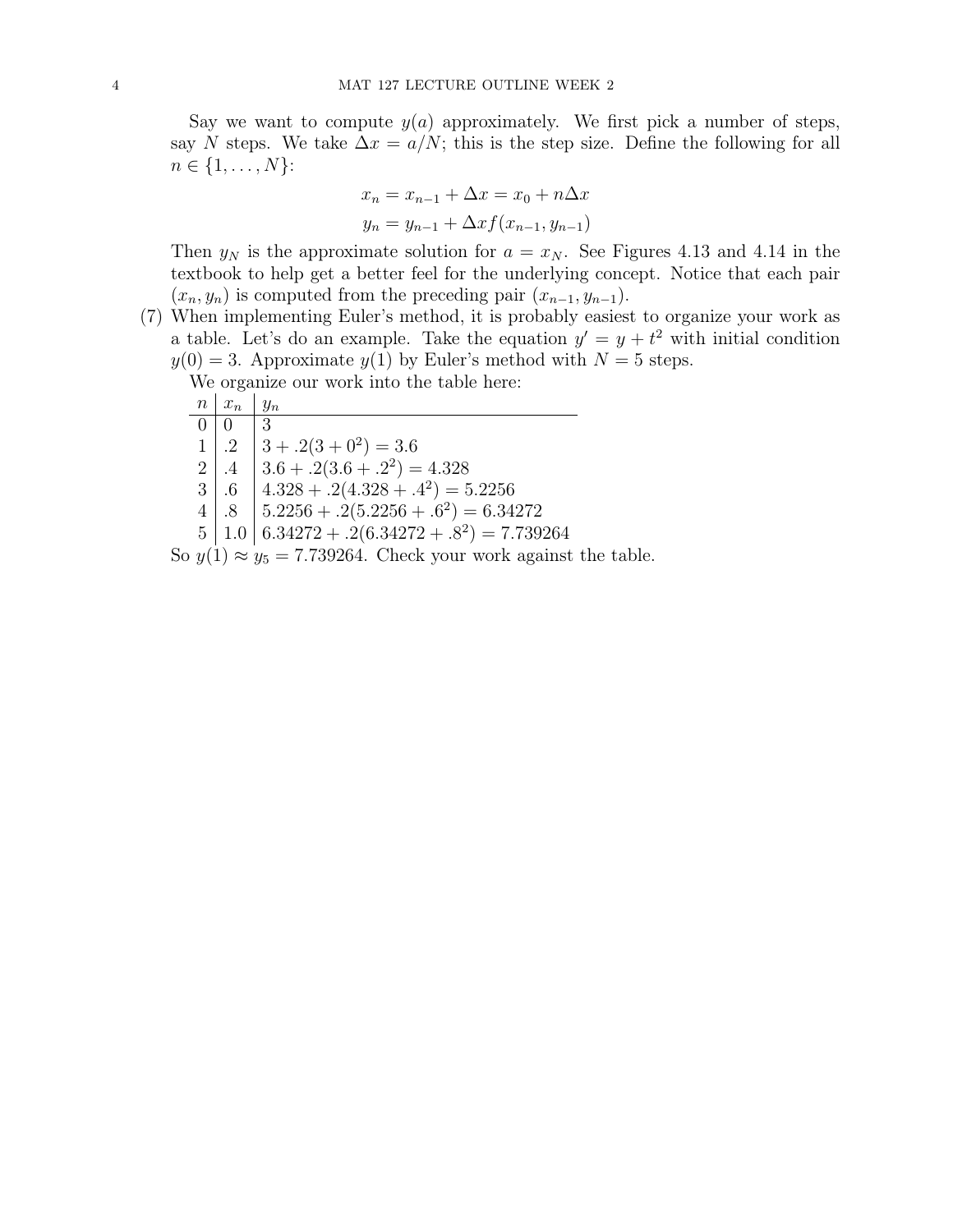Say we want to compute $y(a)$ approximately. We first pick a number of steps, say $N$ steps. We take $\Delta x = a/N$; this is the step size. Define the following for all $n \in \{1, \ldots, N\}$:

$$x_n = x_{n-1} + \Delta x = x_0 + n\Delta x$$

$$y_n = y_{n-1} + \Delta x f(x_{n-1}, y_{n-1})$$

Then $y_N$ is the approximate solution for $a = x_N$. See Figures 4.13 and 4.14 in the textbook to help get a better feel for the underlying concept. Notice that each pair $(x_n, y_n)$ is computed from the preceding pair $(x_{n-1}, y_{n-1})$.

(7) When implementing Euler's method, it is probably easiest to organize your work as a table. Let's do an example. Take the equation $y' = y + t^2$ with initial condition $y(0) = 3$. Approximate $y(1)$ by Euler's method with $N = 5$ steps.

We organize our work into the table here:

| $n$ | $x_n$ | $y_n$ |
|---|---|---|
| 0 | 0 | 3 |
| 1 | .2 | $3 + .2(3 + 0^2) = 3.6$ |
| 2 | .4 | $3.6 + .2(3.6 + .2^2) = 4.328$ |
| 3 | .6 | $4.328 + .2(4.328 + .4^2) = 5.2256$ |
| 4 | .8 | $5.2256 + .2(5.2256 + .6^2) = 6.34272$ |
| 5 | 1.0 | $6.34272 + .2(6.34272 + .8^2) = 7.739264$ |

So $y(1) \approx y_5 = 7.739264$. Check your work against the table.